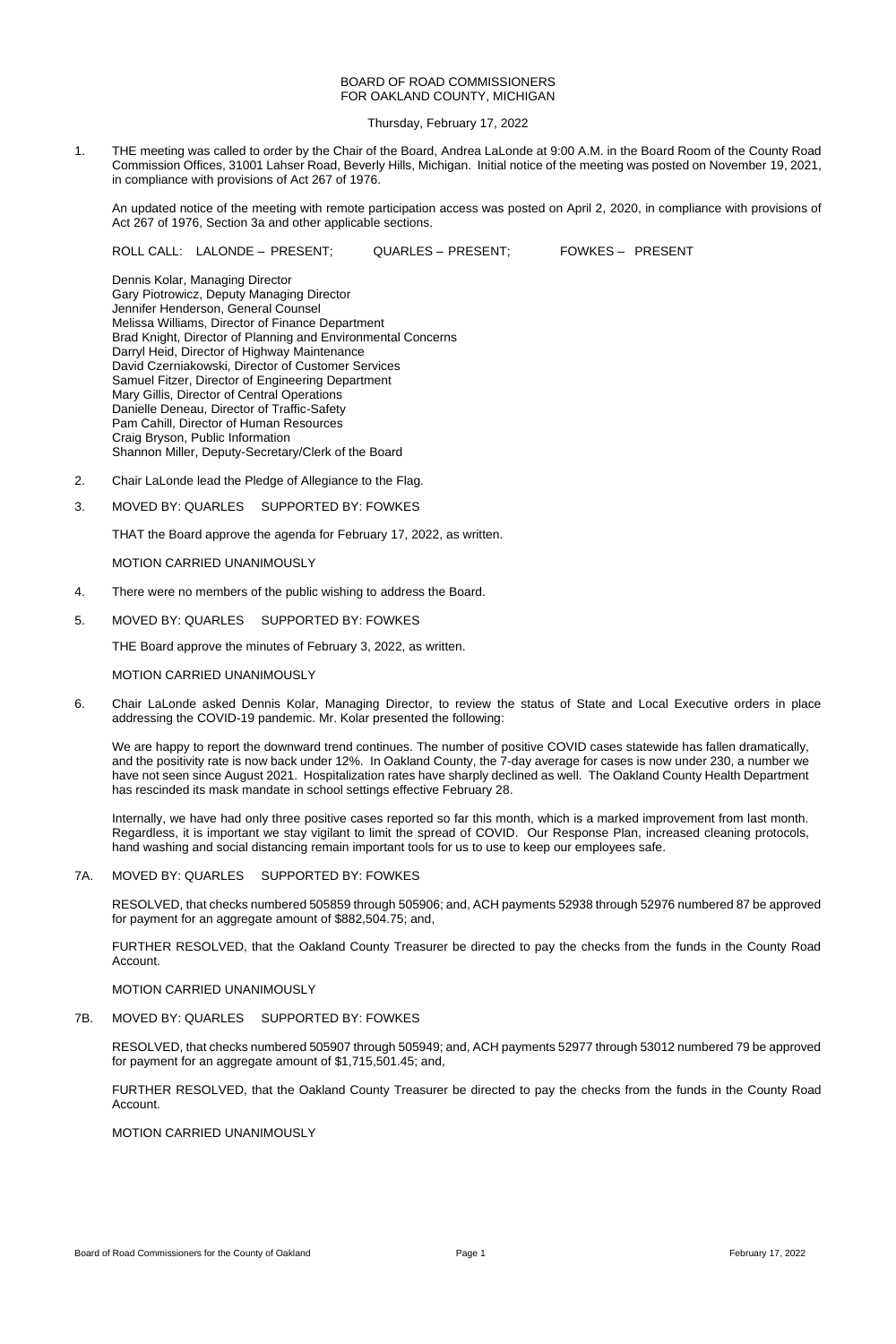BOARD OF ROAD COMMISSIONERS
FOR OAKLAND COUNTY, MICHIGAN

Thursday, February 17, 2022

1. THE meeting was called to order by the Chair of the Board, Andrea LaLonde at 9:00 A.M. in the Board Room of the County Road Commission Offices, 31001 Lahser Road, Beverly Hills, Michigan. Initial notice of the meeting was posted on November 19, 2021, in compliance with provisions of Act 267 of 1976.

   An updated notice of the meeting with remote participation access was posted on April 2, 2020, in compliance with provisions of Act 267 of 1976, Section 3a and other applicable sections.

   ROLL CALL: LALONDE – PRESENT; QUARLES – PRESENT; FOWKES – PRESENT

   Dennis Kolar, Managing Director
   Gary Piotrowicz, Deputy Managing Director
   Jennifer Henderson, General Counsel
   Melissa Williams, Director of Finance Department
   Brad Knight, Director of Planning and Environmental Concerns
   Darryl Heid, Director of Highway Maintenance
   David Czerniakowski, Director of Customer Services
   Samuel Fitzer, Director of Engineering Department
   Mary Gillis, Director of Central Operations
   Danielle Deneau, Director of Traffic-Safety
   Pam Cahill, Director of Human Resources
   Craig Bryson, Public Information
   Shannon Miller, Deputy-Secretary/Clerk of the Board

2. Chair LaLonde lead the Pledge of Allegiance to the Flag.

3. MOVED BY: QUARLES SUPPORTED BY: FOWKES

   THAT the Board approve the agenda for February 17, 2022, as written.

   MOTION CARRIED UNANIMOUSLY

4. There were no members of the public wishing to address the Board.

5. MOVED BY: QUARLES SUPPORTED BY: FOWKES

   THE Board approve the minutes of February 3, 2022, as written.

   MOTION CARRIED UNANIMOUSLY

6. Chair LaLonde asked Dennis Kolar, Managing Director, to review the status of State and Local Executive orders in place addressing the COVID-19 pandemic. Mr. Kolar presented the following:

   We are happy to report the downward trend continues. The number of positive COVID cases statewide has fallen dramatically, and the positivity rate is now back under 12%. In Oakland County, the 7-day average for cases is now under 230, a number we have not seen since August 2021. Hospitalization rates have sharply declined as well. The Oakland County Health Department has rescinded its mask mandate in school settings effective February 28.

   Internally, we have had only three positive cases reported so far this month, which is a marked improvement from last month. Regardless, it is important we stay vigilant to limit the spread of COVID. Our Response Plan, increased cleaning protocols, hand washing and social distancing remain important tools for us to use to keep our employees safe.

7A. MOVED BY: QUARLES SUPPORTED BY: FOWKES

   RESOLVED, that checks numbered 505859 through 505906; and, ACH payments 52938 through 52976 numbered 87 be approved for payment for an aggregate amount of $882,504.75; and,

   FURTHER RESOLVED, that the Oakland County Treasurer be directed to pay the checks from the funds in the County Road Account.

   MOTION CARRIED UNANIMOUSLY

7B. MOVED BY: QUARLES SUPPORTED BY: FOWKES

   RESOLVED, that checks numbered 505907 through 505949; and, ACH payments 52977 through 53012 numbered 79 be approved for payment for an aggregate amount of $1,715,501.45; and,

   FURTHER RESOLVED, that the Oakland County Treasurer be directed to pay the checks from the funds in the County Road Account.

   MOTION CARRIED UNANIMOUSLY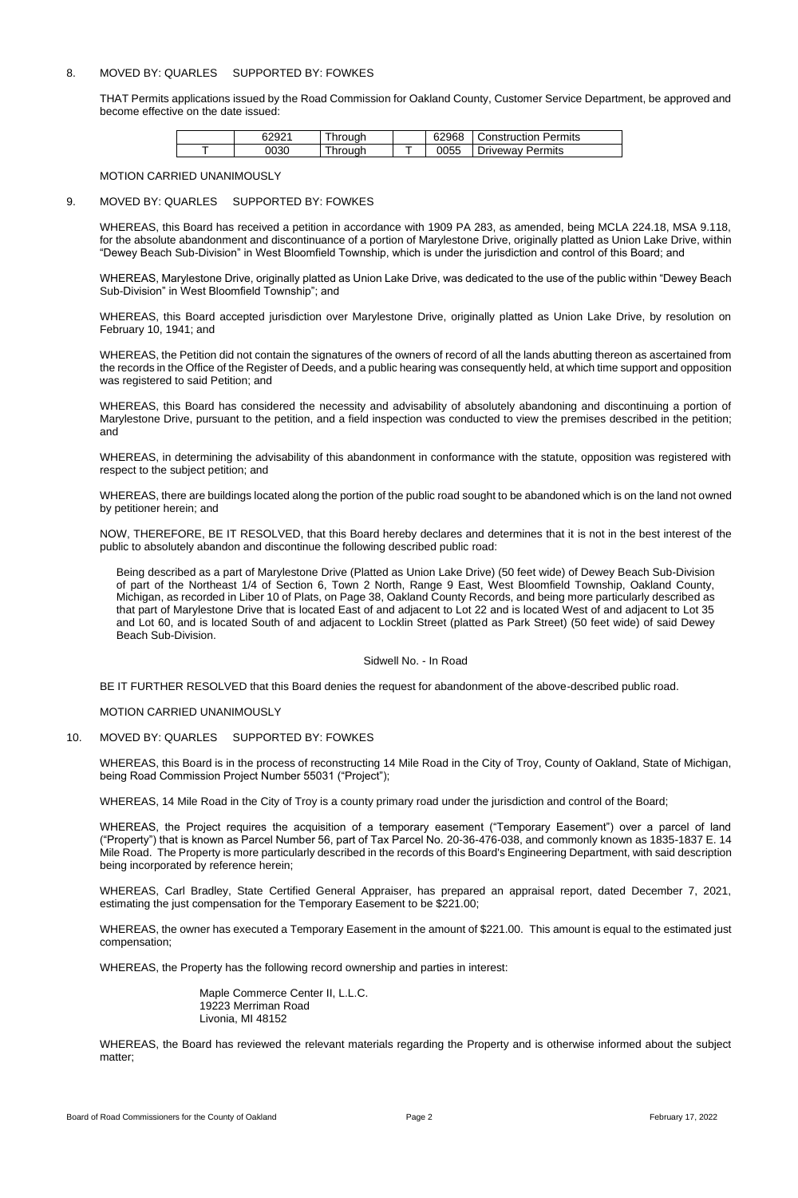8. MOVED BY: QUARLES SUPPORTED BY: FOWKES

THAT Permits applications issued by the Road Commission for Oakland County, Customer Service Department, be approved and become effective on the date issued:

| | | | | | |
|---|---|---|---|---|---|
| | 62921 | Through | | 62968 | Construction Permits |
| T | 0030 | Through | T | 0055 | Driveway Permits |

MOTION CARRIED UNANIMOUSLY

9. MOVED BY: QUARLES SUPPORTED BY: FOWKES

WHEREAS, this Board has received a petition in accordance with 1909 PA 283, as amended, being MCLA 224.18, MSA 9.118, for the absolute abandonment and discontinuance of a portion of Marylestone Drive, originally platted as Union Lake Drive, within "Dewey Beach Sub-Division" in West Bloomfield Township, which is under the jurisdiction and control of this Board; and

WHEREAS, Marylestone Drive, originally platted as Union Lake Drive, was dedicated to the use of the public within "Dewey Beach Sub-Division" in West Bloomfield Township"; and

WHEREAS, this Board accepted jurisdiction over Marylestone Drive, originally platted as Union Lake Drive, by resolution on February 10, 1941; and

WHEREAS, the Petition did not contain the signatures of the owners of record of all the lands abutting thereon as ascertained from the records in the Office of the Register of Deeds, and a public hearing was consequently held, at which time support and opposition was registered to said Petition; and

WHEREAS, this Board has considered the necessity and advisability of absolutely abandoning and discontinuing a portion of Marylestone Drive, pursuant to the petition, and a field inspection was conducted to view the premises described in the petition; and

WHEREAS, in determining the advisability of this abandonment in conformance with the statute, opposition was registered with respect to the subject petition; and

WHEREAS, there are buildings located along the portion of the public road sought to be abandoned which is on the land not owned by petitioner herein; and

NOW, THEREFORE, BE IT RESOLVED, that this Board hereby declares and determines that it is not in the best interest of the public to absolutely abandon and discontinue the following described public road:

> Being described as a part of Marylestone Drive (Platted as Union Lake Drive) (50 feet wide) of Dewey Beach Sub-Division of part of the Northeast 1/4 of Section 6, Town 2 North, Range 9 East, West Bloomfield Township, Oakland County, Michigan, as recorded in Liber 10 of Plats, on Page 38, Oakland County Records, and being more particularly described as that part of Marylestone Drive that is located East of and adjacent to Lot 22 and is located West of and adjacent to Lot 35 and Lot 60, and is located South of and adjacent to Locklin Street (platted as Park Street) (50 feet wide) of said Dewey Beach Sub-Division.

Sidwell No. - In Road

BE IT FURTHER RESOLVED that this Board denies the request for abandonment of the above-described public road.

MOTION CARRIED UNANIMOUSLY

10. MOVED BY: QUARLES SUPPORTED BY: FOWKES

WHEREAS, this Board is in the process of reconstructing 14 Mile Road in the City of Troy, County of Oakland, State of Michigan, being Road Commission Project Number 55031 ("Project");

WHEREAS, 14 Mile Road in the City of Troy is a county primary road under the jurisdiction and control of the Board;

WHEREAS, the Project requires the acquisition of a temporary easement ("Temporary Easement") over a parcel of land ("Property") that is known as Parcel Number 56, part of Tax Parcel No. 20-36-476-038, and commonly known as 1835-1837 E. 14 Mile Road. The Property is more particularly described in the records of this Board's Engineering Department, with said description being incorporated by reference herein;

WHEREAS, Carl Bradley, State Certified General Appraiser, has prepared an appraisal report, dated December 7, 2021, estimating the just compensation for the Temporary Easement to be $221.00;

WHEREAS, the owner has executed a Temporary Easement in the amount of $221.00. This amount is equal to the estimated just compensation;

WHEREAS, the Property has the following record ownership and parties in interest:

> Maple Commerce Center II, L.L.C.
> 19223 Merriman Road
> Livonia, MI 48152

WHEREAS, the Board has reviewed the relevant materials regarding the Property and is otherwise informed about the subject matter;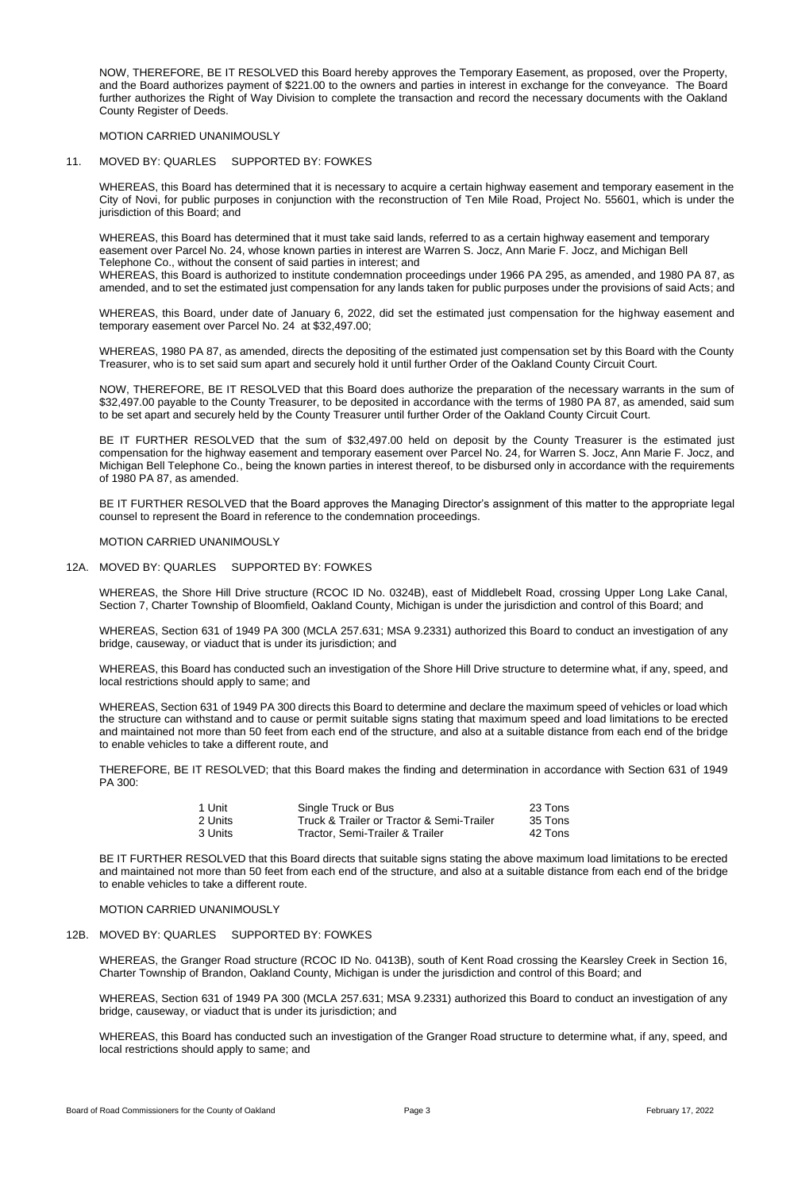NOW, THEREFORE, BE IT RESOLVED this Board hereby approves the Temporary Easement, as proposed, over the Property, and the Board authorizes payment of $221.00 to the owners and parties in interest in exchange for the conveyance. The Board further authorizes the Right of Way Division to complete the transaction and record the necessary documents with the Oakland County Register of Deeds.

MOTION CARRIED UNANIMOUSLY

11. MOVED BY: QUARLES SUPPORTED BY: FOWKES

WHEREAS, this Board has determined that it is necessary to acquire a certain highway easement and temporary easement in the City of Novi, for public purposes in conjunction with the reconstruction of Ten Mile Road, Project No. 55601, which is under the jurisdiction of this Board; and

WHEREAS, this Board has determined that it must take said lands, referred to as a certain highway easement and temporary easement over Parcel No. 24, whose known parties in interest are Warren S. Jocz, Ann Marie F. Jocz, and Michigan Bell Telephone Co., without the consent of said parties in interest; and
WHEREAS, this Board is authorized to institute condemnation proceedings under 1966 PA 295, as amended, and 1980 PA 87, as amended, and to set the estimated just compensation for any lands taken for public purposes under the provisions of said Acts; and

WHEREAS, this Board, under date of January 6, 2022, did set the estimated just compensation for the highway easement and temporary easement over Parcel No. 24 at $32,497.00;

WHEREAS, 1980 PA 87, as amended, directs the depositing of the estimated just compensation set by this Board with the County Treasurer, who is to set said sum apart and securely hold it until further Order of the Oakland County Circuit Court.

NOW, THEREFORE, BE IT RESOLVED that this Board does authorize the preparation of the necessary warrants in the sum of $32,497.00 payable to the County Treasurer, to be deposited in accordance with the terms of 1980 PA 87, as amended, said sum to be set apart and securely held by the County Treasurer until further Order of the Oakland County Circuit Court.

BE IT FURTHER RESOLVED that the sum of $32,497.00 held on deposit by the County Treasurer is the estimated just compensation for the highway easement and temporary easement over Parcel No. 24, for Warren S. Jocz, Ann Marie F. Jocz, and Michigan Bell Telephone Co., being the known parties in interest thereof, to be disbursed only in accordance with the requirements of 1980 PA 87, as amended.

BE IT FURTHER RESOLVED that the Board approves the Managing Director's assignment of this matter to the appropriate legal counsel to represent the Board in reference to the condemnation proceedings.

MOTION CARRIED UNANIMOUSLY

12A. MOVED BY: QUARLES SUPPORTED BY: FOWKES

WHEREAS, the Shore Hill Drive structure (RCOC ID No. 0324B), east of Middlebelt Road, crossing Upper Long Lake Canal, Section 7, Charter Township of Bloomfield, Oakland County, Michigan is under the jurisdiction and control of this Board; and

WHEREAS, Section 631 of 1949 PA 300 (MCLA 257.631; MSA 9.2331) authorized this Board to conduct an investigation of any bridge, causeway, or viaduct that is under its jurisdiction; and

WHEREAS, this Board has conducted such an investigation of the Shore Hill Drive structure to determine what, if any, speed, and local restrictions should apply to same; and

WHEREAS, Section 631 of 1949 PA 300 directs this Board to determine and declare the maximum speed of vehicles or load which the structure can withstand and to cause or permit suitable signs stating that maximum speed and load limitations to be erected and maintained not more than 50 feet from each end of the structure, and also at a suitable distance from each end of the bridge to enable vehicles to take a different route, and

THEREFORE, BE IT RESOLVED; that this Board makes the finding and determination in accordance with Section 631 of 1949 PA 300:

| | | |
|---|---|---|
| 1 Unit | Single Truck or Bus | 23 Tons |
| 2 Units | Truck & Trailer or Tractor & Semi-Trailer | 35 Tons |
| 3 Units | Tractor, Semi-Trailer & Trailer | 42 Tons |

BE IT FURTHER RESOLVED that this Board directs that suitable signs stating the above maximum load limitations to be erected and maintained not more than 50 feet from each end of the structure, and also at a suitable distance from each end of the bridge to enable vehicles to take a different route.

MOTION CARRIED UNANIMOUSLY

12B. MOVED BY: QUARLES SUPPORTED BY: FOWKES

WHEREAS, the Granger Road structure (RCOC ID No. 0413B), south of Kent Road crossing the Kearsley Creek in Section 16, Charter Township of Brandon, Oakland County, Michigan is under the jurisdiction and control of this Board; and

WHEREAS, Section 631 of 1949 PA 300 (MCLA 257.631; MSA 9.2331) authorized this Board to conduct an investigation of any bridge, causeway, or viaduct that is under its jurisdiction; and

WHEREAS, this Board has conducted such an investigation of the Granger Road structure to determine what, if any, speed, and local restrictions should apply to same; and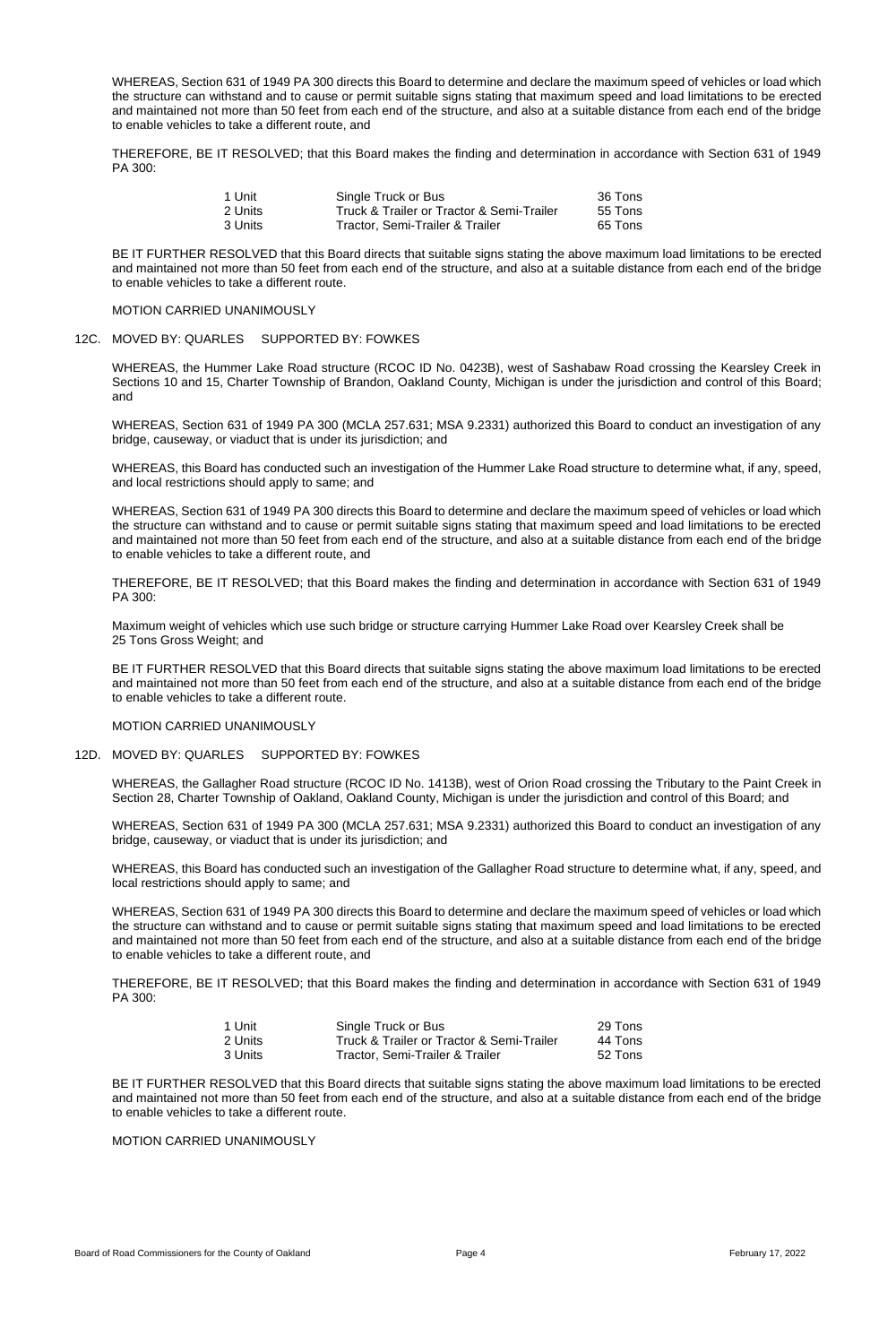WHEREAS, Section 631 of 1949 PA 300 directs this Board to determine and declare the maximum speed of vehicles or load which the structure can withstand and to cause or permit suitable signs stating that maximum speed and load limitations to be erected and maintained not more than 50 feet from each end of the structure, and also at a suitable distance from each end of the bridge to enable vehicles to take a different route, and

THEREFORE, BE IT RESOLVED; that this Board makes the finding and determination in accordance with Section 631 of 1949 PA 300:

| | | |
|---|---|---|
| 1 Unit | Single Truck or Bus | 36 Tons |
| 2 Units | Truck & Trailer or Tractor & Semi-Trailer | 55 Tons |
| 3 Units | Tractor, Semi-Trailer & Trailer | 65 Tons |

BE IT FURTHER RESOLVED that this Board directs that suitable signs stating the above maximum load limitations to be erected and maintained not more than 50 feet from each end of the structure, and also at a suitable distance from each end of the bridge to enable vehicles to take a different route.

MOTION CARRIED UNANIMOUSLY

12C. MOVED BY: QUARLES SUPPORTED BY: FOWKES

WHEREAS, the Hummer Lake Road structure (RCOC ID No. 0423B), west of Sashabaw Road crossing the Kearsley Creek in Sections 10 and 15, Charter Township of Brandon, Oakland County, Michigan is under the jurisdiction and control of this Board; and

WHEREAS, Section 631 of 1949 PA 300 (MCLA 257.631; MSA 9.2331) authorized this Board to conduct an investigation of any bridge, causeway, or viaduct that is under its jurisdiction; and

WHEREAS, this Board has conducted such an investigation of the Hummer Lake Road structure to determine what, if any, speed, and local restrictions should apply to same; and

WHEREAS, Section 631 of 1949 PA 300 directs this Board to determine and declare the maximum speed of vehicles or load which the structure can withstand and to cause or permit suitable signs stating that maximum speed and load limitations to be erected and maintained not more than 50 feet from each end of the structure, and also at a suitable distance from each end of the bridge to enable vehicles to take a different route, and

THEREFORE, BE IT RESOLVED; that this Board makes the finding and determination in accordance with Section 631 of 1949 PA 300:

Maximum weight of vehicles which use such bridge or structure carrying Hummer Lake Road over Kearsley Creek shall be 25 Tons Gross Weight; and

BE IT FURTHER RESOLVED that this Board directs that suitable signs stating the above maximum load limitations to be erected and maintained not more than 50 feet from each end of the structure, and also at a suitable distance from each end of the bridge to enable vehicles to take a different route.

MOTION CARRIED UNANIMOUSLY

12D. MOVED BY: QUARLES SUPPORTED BY: FOWKES

WHEREAS, the Gallagher Road structure (RCOC ID No. 1413B), west of Orion Road crossing the Tributary to the Paint Creek in Section 28, Charter Township of Oakland, Oakland County, Michigan is under the jurisdiction and control of this Board; and

WHEREAS, Section 631 of 1949 PA 300 (MCLA 257.631; MSA 9.2331) authorized this Board to conduct an investigation of any bridge, causeway, or viaduct that is under its jurisdiction; and

WHEREAS, this Board has conducted such an investigation of the Gallagher Road structure to determine what, if any, speed, and local restrictions should apply to same; and

WHEREAS, Section 631 of 1949 PA 300 directs this Board to determine and declare the maximum speed of vehicles or load which the structure can withstand and to cause or permit suitable signs stating that maximum speed and load limitations to be erected and maintained not more than 50 feet from each end of the structure, and also at a suitable distance from each end of the bridge to enable vehicles to take a different route, and

THEREFORE, BE IT RESOLVED; that this Board makes the finding and determination in accordance with Section 631 of 1949 PA 300:

| | | |
|---|---|---|
| 1 Unit | Single Truck or Bus | 29 Tons |
| 2 Units | Truck & Trailer or Tractor & Semi-Trailer | 44 Tons |
| 3 Units | Tractor, Semi-Trailer & Trailer | 52 Tons |

BE IT FURTHER RESOLVED that this Board directs that suitable signs stating the above maximum load limitations to be erected and maintained not more than 50 feet from each end of the structure, and also at a suitable distance from each end of the bridge to enable vehicles to take a different route.

MOTION CARRIED UNANIMOUSLY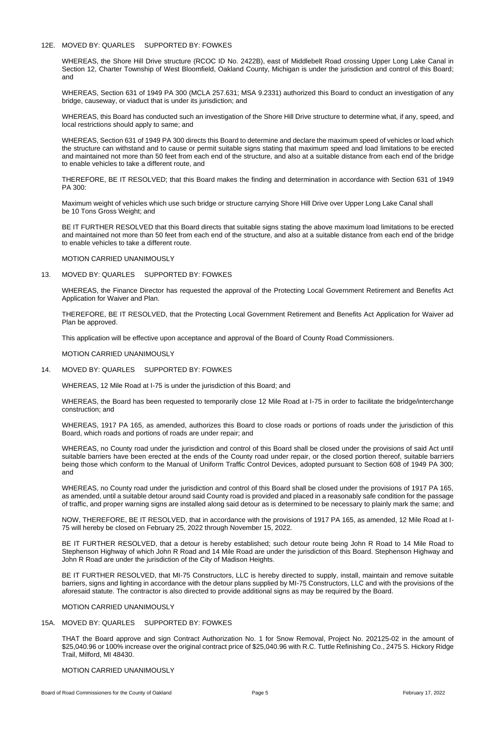12E. MOVED BY: QUARLES SUPPORTED BY: FOWKES

WHEREAS, the Shore Hill Drive structure (RCOC ID No. 2422B), east of Middlebelt Road crossing Upper Long Lake Canal in Section 12, Charter Township of West Bloomfield, Oakland County, Michigan is under the jurisdiction and control of this Board; and

WHEREAS, Section 631 of 1949 PA 300 (MCLA 257.631; MSA 9.2331) authorized this Board to conduct an investigation of any bridge, causeway, or viaduct that is under its jurisdiction; and

WHEREAS, this Board has conducted such an investigation of the Shore Hill Drive structure to determine what, if any, speed, and local restrictions should apply to same; and

WHEREAS, Section 631 of 1949 PA 300 directs this Board to determine and declare the maximum speed of vehicles or load which the structure can withstand and to cause or permit suitable signs stating that maximum speed and load limitations to be erected and maintained not more than 50 feet from each end of the structure, and also at a suitable distance from each end of the bridge to enable vehicles to take a different route, and

THEREFORE, BE IT RESOLVED; that this Board makes the finding and determination in accordance with Section 631 of 1949 PA 300:

Maximum weight of vehicles which use such bridge or structure carrying Shore Hill Drive over Upper Long Lake Canal shall be 10 Tons Gross Weight; and

BE IT FURTHER RESOLVED that this Board directs that suitable signs stating the above maximum load limitations to be erected and maintained not more than 50 feet from each end of the structure, and also at a suitable distance from each end of the bridge to enable vehicles to take a different route.

MOTION CARRIED UNANIMOUSLY

13. MOVED BY: QUARLES SUPPORTED BY: FOWKES

WHEREAS, the Finance Director has requested the approval of the Protecting Local Government Retirement and Benefits Act Application for Waiver and Plan.

THEREFORE, BE IT RESOLVED, that the Protecting Local Government Retirement and Benefits Act Application for Waiver ad Plan be approved.

This application will be effective upon acceptance and approval of the Board of County Road Commissioners.

MOTION CARRIED UNANIMOUSLY

14. MOVED BY: QUARLES SUPPORTED BY: FOWKES

WHEREAS, 12 Mile Road at I-75 is under the jurisdiction of this Board; and

WHEREAS, the Board has been requested to temporarily close 12 Mile Road at I-75 in order to facilitate the bridge/interchange construction; and

WHEREAS, 1917 PA 165, as amended, authorizes this Board to close roads or portions of roads under the jurisdiction of this Board, which roads and portions of roads are under repair; and

WHEREAS, no County road under the jurisdiction and control of this Board shall be closed under the provisions of said Act until suitable barriers have been erected at the ends of the County road under repair, or the closed portion thereof, suitable barriers being those which conform to the Manual of Uniform Traffic Control Devices, adopted pursuant to Section 608 of 1949 PA 300; and

WHEREAS, no County road under the jurisdiction and control of this Board shall be closed under the provisions of 1917 PA 165, as amended, until a suitable detour around said County road is provided and placed in a reasonably safe condition for the passage of traffic, and proper warning signs are installed along said detour as is determined to be necessary to plainly mark the same; and

NOW, THEREFORE, BE IT RESOLVED, that in accordance with the provisions of 1917 PA 165, as amended, 12 Mile Road at I-75 will hereby be closed on February 25, 2022 through November 15, 2022.

BE IT FURTHER RESOLVED, that a detour is hereby established; such detour route being John R Road to 14 Mile Road to Stephenson Highway of which John R Road and 14 Mile Road are under the jurisdiction of this Board. Stephenson Highway and John R Road are under the jurisdiction of the City of Madison Heights.

BE IT FURTHER RESOLVED, that MI-75 Constructors, LLC is hereby directed to supply, install, maintain and remove suitable barriers, signs and lighting in accordance with the detour plans supplied by MI-75 Constructors, LLC and with the provisions of the aforesaid statute. The contractor is also directed to provide additional signs as may be required by the Board.

MOTION CARRIED UNANIMOUSLY

15A. MOVED BY: QUARLES SUPPORTED BY: FOWKES

THAT the Board approve and sign Contract Authorization No. 1 for Snow Removal, Project No. 202125-02 in the amount of $25,040.96 or 100% increase over the original contract price of $25,040.96 with R.C. Tuttle Refinishing Co., 2475 S. Hickory Ridge Trail, Milford, MI 48430.

MOTION CARRIED UNANIMOUSLY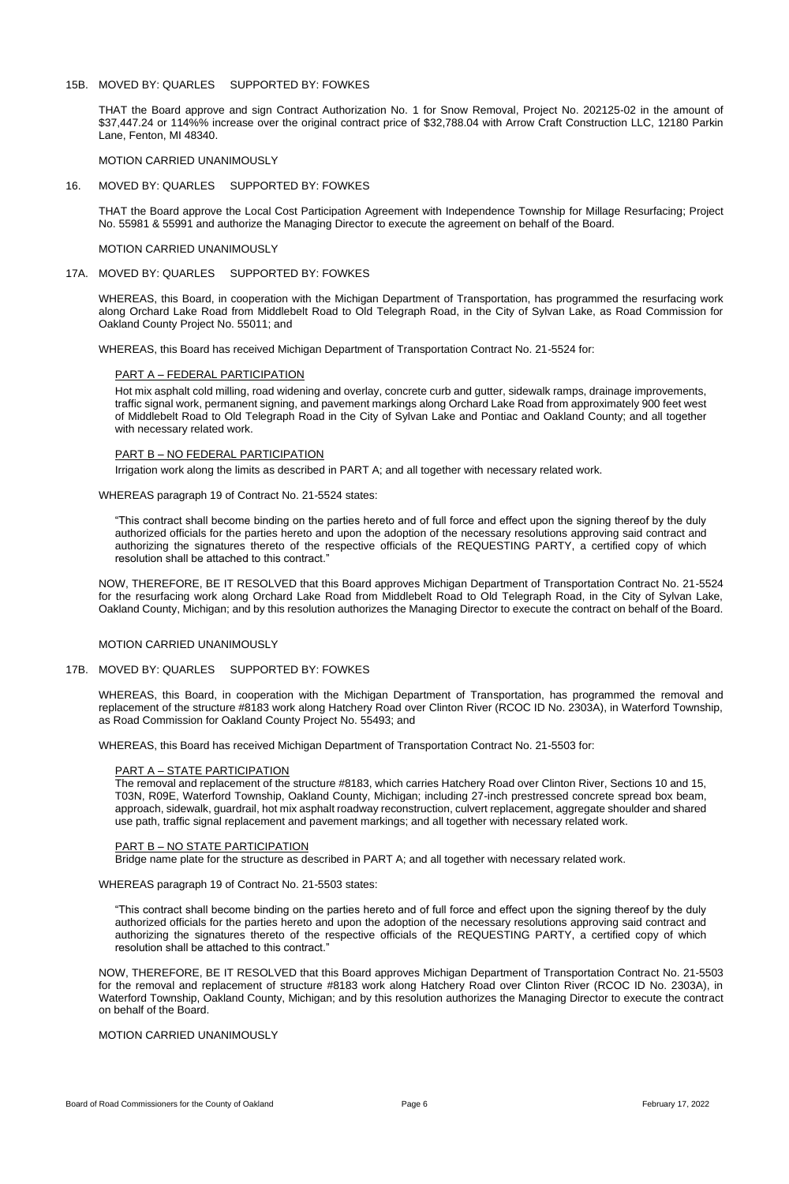15B. MOVED BY: QUARLES SUPPORTED BY: FOWKES

THAT the Board approve and sign Contract Authorization No. 1 for Snow Removal, Project No. 202125-02 in the amount of $37,447.24 or 114%% increase over the original contract price of $32,788.04 with Arrow Craft Construction LLC, 12180 Parkin Lane, Fenton, MI 48340.

MOTION CARRIED UNANIMOUSLY

16. MOVED BY: QUARLES SUPPORTED BY: FOWKES

THAT the Board approve the Local Cost Participation Agreement with Independence Township for Millage Resurfacing; Project No. 55981 & 55991 and authorize the Managing Director to execute the agreement on behalf of the Board.

MOTION CARRIED UNANIMOUSLY

17A. MOVED BY: QUARLES SUPPORTED BY: FOWKES

WHEREAS, this Board, in cooperation with the Michigan Department of Transportation, has programmed the resurfacing work along Orchard Lake Road from Middlebelt Road to Old Telegraph Road, in the City of Sylvan Lake, as Road Commission for Oakland County Project No. 55011; and

WHEREAS, this Board has received Michigan Department of Transportation Contract No. 21-5524 for:

PART A – FEDERAL PARTICIPATION

Hot mix asphalt cold milling, road widening and overlay, concrete curb and gutter, sidewalk ramps, drainage improvements, traffic signal work, permanent signing, and pavement markings along Orchard Lake Road from approximately 900 feet west of Middlebelt Road to Old Telegraph Road in the City of Sylvan Lake and Pontiac and Oakland County; and all together with necessary related work.

PART B – NO FEDERAL PARTICIPATION

Irrigation work along the limits as described in PART A; and all together with necessary related work.

WHEREAS paragraph 19 of Contract No. 21-5524 states:

"This contract shall become binding on the parties hereto and of full force and effect upon the signing thereof by the duly authorized officials for the parties hereto and upon the adoption of the necessary resolutions approving said contract and authorizing the signatures thereto of the respective officials of the REQUESTING PARTY, a certified copy of which resolution shall be attached to this contract."

NOW, THEREFORE, BE IT RESOLVED that this Board approves Michigan Department of Transportation Contract No. 21-5524 for the resurfacing work along Orchard Lake Road from Middlebelt Road to Old Telegraph Road, in the City of Sylvan Lake, Oakland County, Michigan; and by this resolution authorizes the Managing Director to execute the contract on behalf of the Board.

MOTION CARRIED UNANIMOUSLY

17B. MOVED BY: QUARLES SUPPORTED BY: FOWKES

WHEREAS, this Board, in cooperation with the Michigan Department of Transportation, has programmed the removal and replacement of the structure #8183 work along Hatchery Road over Clinton River (RCOC ID No. 2303A), in Waterford Township, as Road Commission for Oakland County Project No. 55493; and

WHEREAS, this Board has received Michigan Department of Transportation Contract No. 21-5503 for:

PART A – STATE PARTICIPATION

The removal and replacement of the structure #8183, which carries Hatchery Road over Clinton River, Sections 10 and 15, T03N, R09E, Waterford Township, Oakland County, Michigan; including 27-inch prestressed concrete spread box beam, approach, sidewalk, guardrail, hot mix asphalt roadway reconstruction, culvert replacement, aggregate shoulder and shared use path, traffic signal replacement and pavement markings; and all together with necessary related work.

PART B – NO STATE PARTICIPATION

Bridge name plate for the structure as described in PART A; and all together with necessary related work.

WHEREAS paragraph 19 of Contract No. 21-5503 states:

"This contract shall become binding on the parties hereto and of full force and effect upon the signing thereof by the duly authorized officials for the parties hereto and upon the adoption of the necessary resolutions approving said contract and authorizing the signatures thereto of the respective officials of the REQUESTING PARTY, a certified copy of which resolution shall be attached to this contract."

NOW, THEREFORE, BE IT RESOLVED that this Board approves Michigan Department of Transportation Contract No. 21-5503 for the removal and replacement of structure #8183 work along Hatchery Road over Clinton River (RCOC ID No. 2303A), in Waterford Township, Oakland County, Michigan; and by this resolution authorizes the Managing Director to execute the contract on behalf of the Board.

MOTION CARRIED UNANIMOUSLY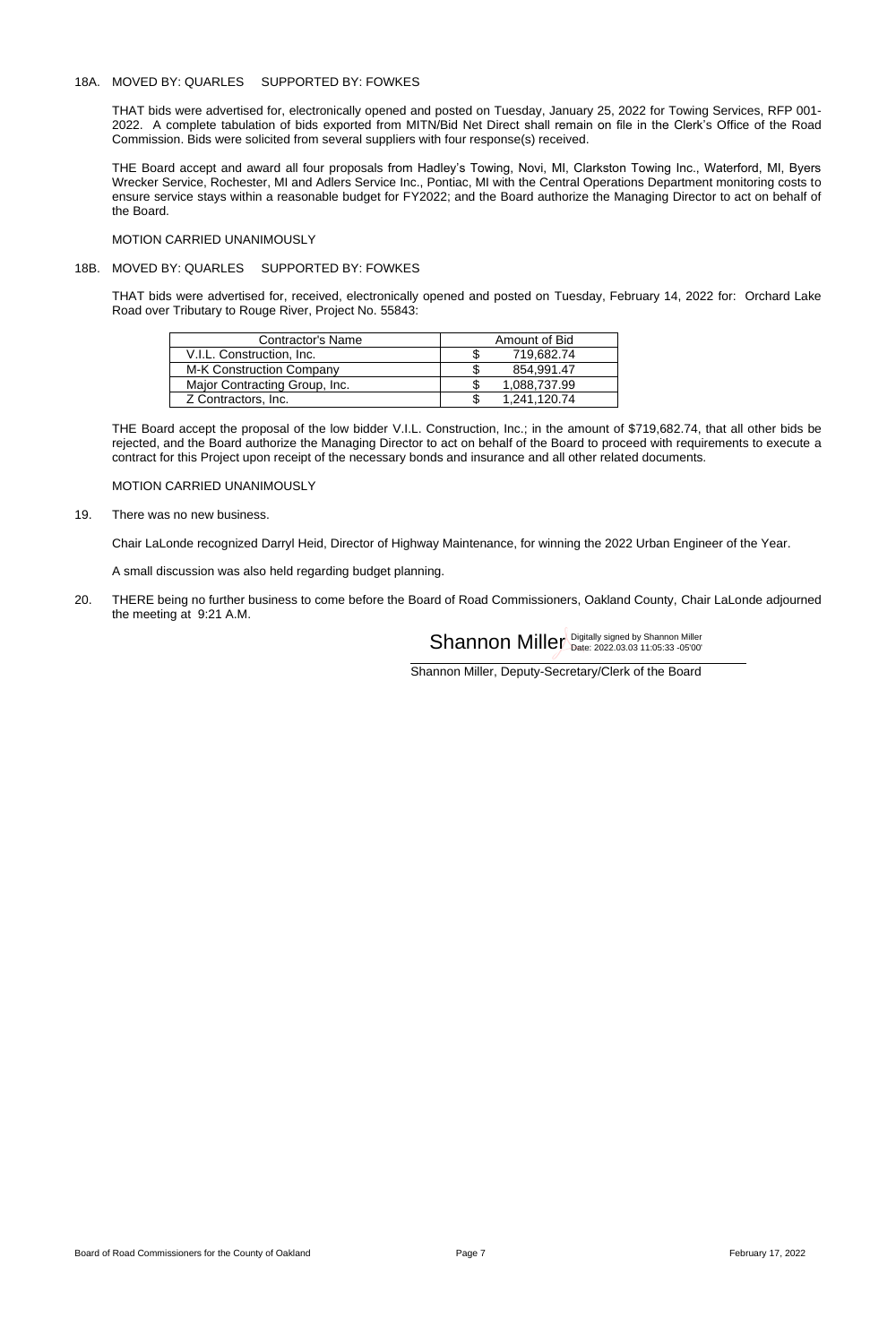18A. MOVED BY: QUARLES  SUPPORTED BY: FOWKES

THAT bids were advertised for, electronically opened and posted on Tuesday, January 25, 2022 for Towing Services, RFP 001-2022. A complete tabulation of bids exported from MITN/Bid Net Direct shall remain on file in the Clerk's Office of the Road Commission. Bids were solicited from several suppliers with four response(s) received.

THE Board accept and award all four proposals from Hadley's Towing, Novi, MI, Clarkston Towing Inc., Waterford, MI, Byers Wrecker Service, Rochester, MI and Adlers Service Inc., Pontiac, MI with the Central Operations Department monitoring costs to ensure service stays within a reasonable budget for FY2022; and the Board authorize the Managing Director to act on behalf of the Board.

MOTION CARRIED UNANIMOUSLY

18B. MOVED BY: QUARLES  SUPPORTED BY: FOWKES

THAT bids were advertised for, received, electronically opened and posted on Tuesday, February 14, 2022 for: Orchard Lake Road over Tributary to Rouge River, Project No. 55843:

| Contractor's Name | Amount of Bid |
|---|---|
| V.I.L. Construction, Inc. | $ 719,682.74 |
| M-K Construction Company | $ 854,991.47 |
| Major Contracting Group, Inc. | $ 1,088,737.99 |
| Z Contractors, Inc. | $ 1,241,120.74 |

THE Board accept the proposal of the low bidder V.I.L. Construction, Inc.; in the amount of $719,682.74, that all other bids be rejected, and the Board authorize the Managing Director to act on behalf of the Board to proceed with requirements to execute a contract for this Project upon receipt of the necessary bonds and insurance and all other related documents.

MOTION CARRIED UNANIMOUSLY

19. There was no new business.

Chair LaLonde recognized Darryl Heid, Director of Highway Maintenance, for winning the 2022 Urban Engineer of the Year.

A small discussion was also held regarding budget planning.

20. THERE being no further business to come before the Board of Road Commissioners, Oakland County, Chair LaLonde adjourned the meeting at 9:21 A.M.

Shannon Miller Digitally signed by Shannon Miller Date: 2022.03.03 11:05:33 -05'00'

Shannon Miller, Deputy-Secretary/Clerk of the Board